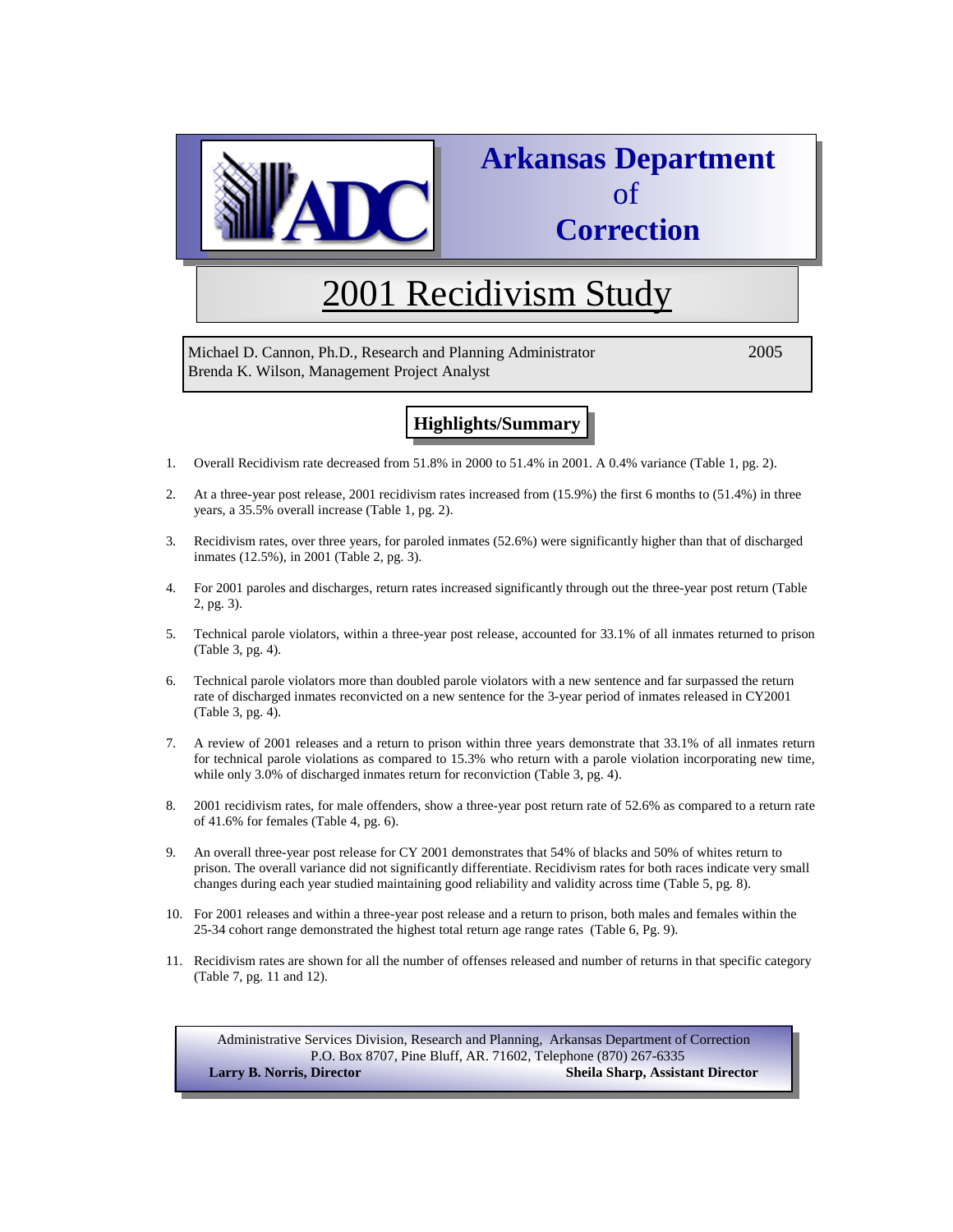# Arkansas Department of Correction

# 2001 Recidivism Study

Michael D. Cannon, Ph.D., Research and Planning Administrator — 2005
Brenda K. Wilson, Management Project Analyst

## Highlights/Summary

1. Overall Recidivism rate decreased from 51.8% in 2000 to 51.4% in 2001. A 0.4% variance (Table 1, pg. 2).

2. At a three-year post release, 2001 recidivism rates increased from (15.9%) the first 6 months to (51.4%) in three years, a 35.5% overall increase (Table 1, pg. 2).

3. Recidivism rates, over three years, for paroled inmates (52.6%) were significantly higher than that of discharged inmates (12.5%), in 2001 (Table 2, pg. 3).

4. For 2001 paroles and discharges, return rates increased significantly through out the three-year post return (Table 2, pg. 3).

5. Technical parole violators, within a three-year post release, accounted for 33.1% of all inmates returned to prison (Table 3, pg. 4).

6. Technical parole violators more than doubled parole violators with a new sentence and far surpassed the return rate of discharged inmates reconvicted on a new sentence for the 3-year period of inmates released in CY2001 (Table 3, pg. 4).

7. A review of 2001 releases and a return to prison within three years demonstrate that 33.1% of all inmates return for technical parole violations as compared to 15.3% who return with a parole violation incorporating new time, while only 3.0% of discharged inmates return for reconviction (Table 3, pg. 4).

8. 2001 recidivism rates, for male offenders, show a three-year post return rate of 52.6% as compared to a return rate of 41.6% for females (Table 4, pg. 6).

9. An overall three-year post release for CY 2001 demonstrates that 54% of blacks and 50% of whites return to prison. The overall variance did not significantly differentiate. Recidivism rates for both races indicate very small changes during each year studied maintaining good reliability and validity across time (Table 5, pg. 8).

10. For 2001 releases and within a three-year post release and a return to prison, both males and females within the 25-34 cohort range demonstrated the highest total return age range rates (Table 6, Pg. 9).

11. Recidivism rates are shown for all the number of offenses released and number of returns in that specific category (Table 7, pg. 11 and 12).

Administrative Services Division, Research and Planning, Arkansas Department of Correction
P.O. Box 8707, Pine Bluff, AR. 71602, Telephone (870) 267-6335
**Larry B. Norris, Director** — **Sheila Sharp, Assistant Director**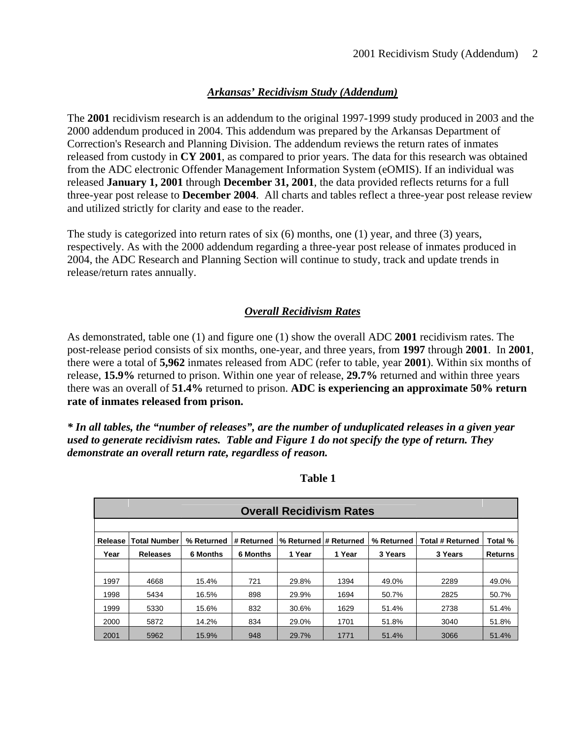## *Arkansas' Recidivism Study (Addendum)*

The **2001** recidivism research is an addendum to the original 1997-1999 study produced in 2003 and the 2000 addendum produced in 2004. This addendum was prepared by the Arkansas Department of Correction's Research and Planning Division. The addendum reviews the return rates of inmates released from custody in **CY 2001**, as compared to prior years. The data for this research was obtained from the ADC electronic Offender Management Information System (eOMIS). If an individual was released **January 1, 2001** through **December 31, 2001**, the data provided reflects returns for a full three-year post release to **December 2004**. All charts and tables reflect a three-year post release review and utilized strictly for clarity and ease to the reader.

The study is categorized into return rates of six (6) months, one (1) year, and three (3) years, respectively. As with the 2000 addendum regarding a three-year post release of inmates produced in 2004, the ADC Research and Planning Section will continue to study, track and update trends in release/return rates annually.

## *Overall Recidivism Rates*

As demonstrated, table one (1) and figure one (1) show the overall ADC **2001** recidivism rates. The post-release period consists of six months, one-year, and three years, from **1997** through **2001**. In **2001**, there were a total of **5,962** inmates released from ADC (refer to table, year **2001**). Within six months of release, **15.9%** returned to prison. Within one year of release, **29.7%** returned and within three years there was an overall of **51.4%** returned to prison. **ADC is experiencing an approximate 50% return rate of inmates released from prison.**

***\* In all tables, the "number of releases", are the number of unduplicated releases in a given year used to generate recidivism rates. Table and Figure 1 do not specify the type of return. They demonstrate an overall return rate, regardless of reason.***

**Table 1**

**Overall Recidivism Rates**

| Release Year | Total Number Releases | % Returned 6 Months | # Returned 6 Months | % Returned 1 Year | # Returned 1 Year | % Returned 3 Years | Total # Returned 3 Years | Total % Returns |
|---|---|---|---|---|---|---|---|---|
| 1997 | 4668 | 15.4% | 721 | 29.8% | 1394 | 49.0% | 2289 | 49.0% |
| 1998 | 5434 | 16.5% | 898 | 29.9% | 1694 | 50.7% | 2825 | 50.7% |
| 1999 | 5330 | 15.6% | 832 | 30.6% | 1629 | 51.4% | 2738 | 51.4% |
| 2000 | 5872 | 14.2% | 834 | 29.0% | 1701 | 51.8% | 3040 | 51.8% |
| 2001 | 5962 | 15.9% | 948 | 29.7% | 1771 | 51.4% | 3066 | 51.4% |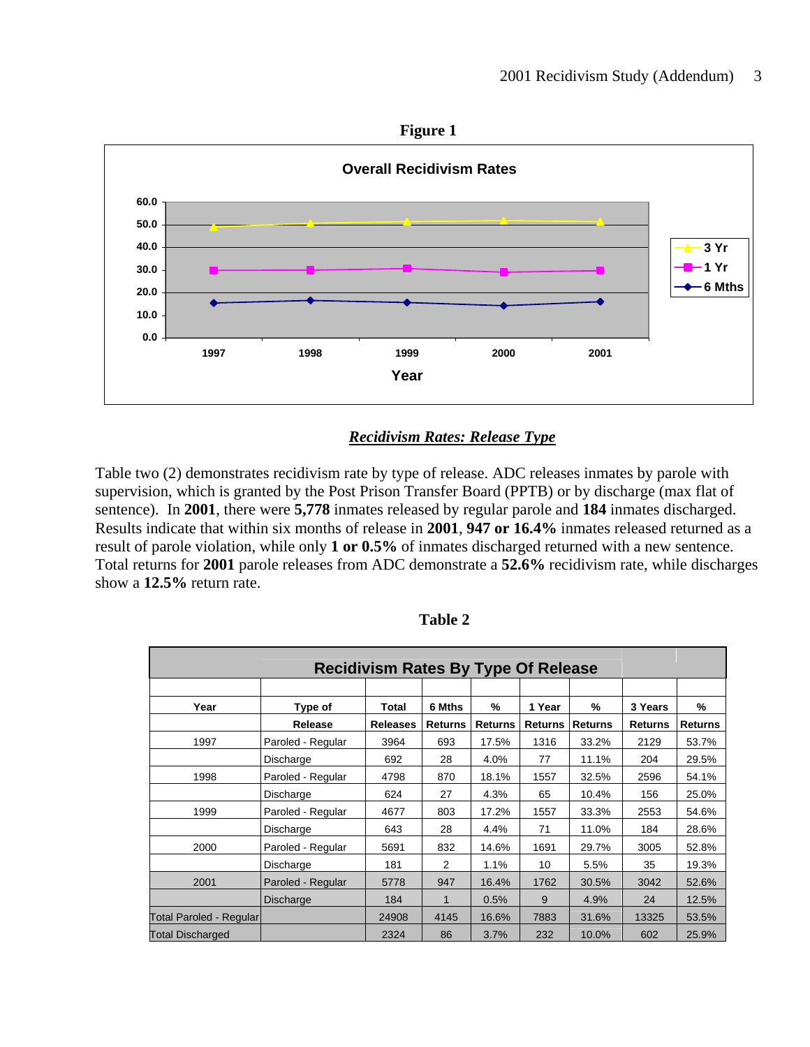**Figure 1**

**Overall Recidivism Rates**

*(Line chart: Overall Recidivism Rates by Year, 1997–2001; y-axis 0.0–60.0; series: 3 Yr, 1 Yr, 6 Mths)*

### ***Recidivism Rates: Release Type***

Table two (2) demonstrates recidivism rate by type of release. ADC releases inmates by parole with supervision, which is granted by the Post Prison Transfer Board (PPTB) or by discharge (max flat of sentence). In **2001**, there were **5,778** inmates released by regular parole and **184** inmates discharged. Results indicate that within six months of release in **2001**, **947 or 16.4%** inmates released returned as a result of parole violation, while only **1 or 0.5%** of inmates discharged returned with a new sentence. Total returns for **2001** parole releases from ADC demonstrate a **52.6%** recidivism rate, while discharges show a **12.5%** return rate.

**Table 2**

**Recidivism Rates By Type Of Release**

| Year | Type of Release | Total Releases | 6 Mths Returns | % Returns | 1 Year Returns | % Returns | 3 Years Returns | % Returns |
|---|---|---|---|---|---|---|---|---|
| 1997 | Paroled - Regular | 3964 | 693 | 17.5% | 1316 | 33.2% | 2129 | 53.7% |
| | Discharge | 692 | 28 | 4.0% | 77 | 11.1% | 204 | 29.5% |
| 1998 | Paroled - Regular | 4798 | 870 | 18.1% | 1557 | 32.5% | 2596 | 54.1% |
| | Discharge | 624 | 27 | 4.3% | 65 | 10.4% | 156 | 25.0% |
| 1999 | Paroled - Regular | 4677 | 803 | 17.2% | 1557 | 33.3% | 2553 | 54.6% |
| | Discharge | 643 | 28 | 4.4% | 71 | 11.0% | 184 | 28.6% |
| 2000 | Paroled - Regular | 5691 | 832 | 14.6% | 1691 | 29.7% | 3005 | 52.8% |
| | Discharge | 181 | 2 | 1.1% | 10 | 5.5% | 35 | 19.3% |
| 2001 | Paroled - Regular | 5778 | 947 | 16.4% | 1762 | 30.5% | 3042 | 52.6% |
| | Discharge | 184 | 1 | 0.5% | 9 | 4.9% | 24 | 12.5% |
| Total Paroled - Regular | | 24908 | 4145 | 16.6% | 7883 | 31.6% | 13325 | 53.5% |
| Total Discharged | | 2324 | 86 | 3.7% | 232 | 10.0% | 602 | 25.9% |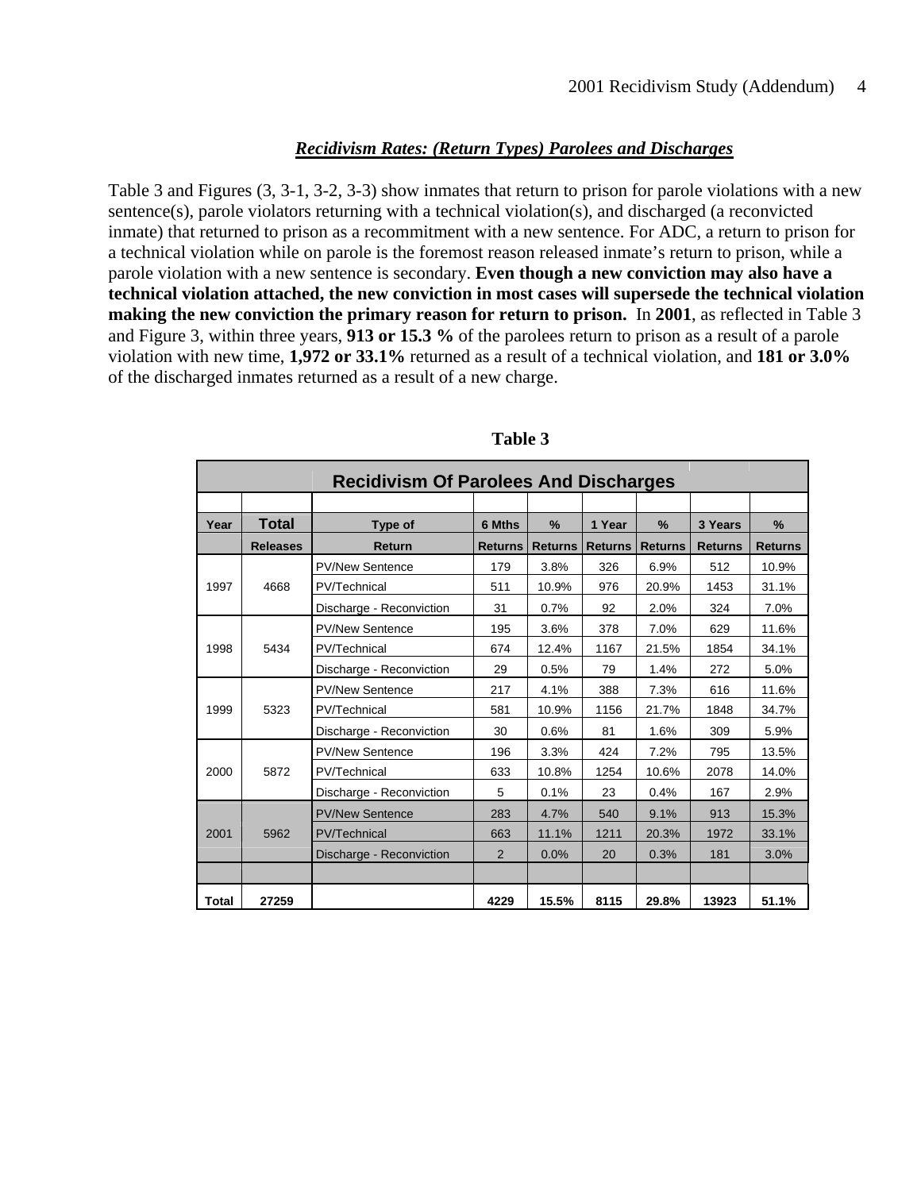## *Recidivism Rates: (Return Types) Parolees and Discharges*

Table 3 and Figures (3, 3-1, 3-2, 3-3) show inmates that return to prison for parole violations with a new sentence(s), parole violators returning with a technical violation(s), and discharged (a reconvicted inmate) that returned to prison as a recommitment with a new sentence. For ADC, a return to prison for a technical violation while on parole is the foremost reason released inmate's return to prison, while a parole violation with a new sentence is secondary. **Even though a new conviction may also have a technical violation attached, the new conviction in most cases will supersede the technical violation making the new conviction the primary reason for return to prison.** In **2001**, as reflected in Table 3 and Figure 3, within three years, **913 or 15.3 %** of the parolees return to prison as a result of a parole violation with new time, **1,972 or 33.1%** returned as a result of a technical violation, and **181 or 3.0%** of the discharged inmates returned as a result of a new charge.

**Table 3**

| Recidivism Of Parolees And Discharges | | | | | | | | |
|---|---|---|---|---|---|---|---|---|
| **Year** | **Total Releases** | **Type of Return** | **6 Mths Returns** | **% Returns** | **1 Year Returns** | **% Returns** | **3 Years Returns** | **% Returns** |
| 1997 | 4668 | PV/New Sentence | 179 | 3.8% | 326 | 6.9% | 512 | 10.9% |
| | | PV/Technical | 511 | 10.9% | 976 | 20.9% | 1453 | 31.1% |
| | | Discharge - Reconviction | 31 | 0.7% | 92 | 2.0% | 324 | 7.0% |
| 1998 | 5434 | PV/New Sentence | 195 | 3.6% | 378 | 7.0% | 629 | 11.6% |
| | | PV/Technical | 674 | 12.4% | 1167 | 21.5% | 1854 | 34.1% |
| | | Discharge - Reconviction | 29 | 0.5% | 79 | 1.4% | 272 | 5.0% |
| 1999 | 5323 | PV/New Sentence | 217 | 4.1% | 388 | 7.3% | 616 | 11.6% |
| | | PV/Technical | 581 | 10.9% | 1156 | 21.7% | 1848 | 34.7% |
| | | Discharge - Reconviction | 30 | 0.6% | 81 | 1.6% | 309 | 5.9% |
| 2000 | 5872 | PV/New Sentence | 196 | 3.3% | 424 | 7.2% | 795 | 13.5% |
| | | PV/Technical | 633 | 10.8% | 1254 | 10.6% | 2078 | 14.0% |
| | | Discharge - Reconviction | 5 | 0.1% | 23 | 0.4% | 167 | 2.9% |
| 2001 | 5962 | PV/New Sentence | 283 | 4.7% | 540 | 9.1% | 913 | 15.3% |
| | | PV/Technical | 663 | 11.1% | 1211 | 20.3% | 1972 | 33.1% |
| | | Discharge - Reconviction | 2 | 0.0% | 20 | 0.3% | 181 | 3.0% |
| **Total** | **27259** | | **4229** | **15.5%** | **8115** | **29.8%** | **13923** | **51.1%** |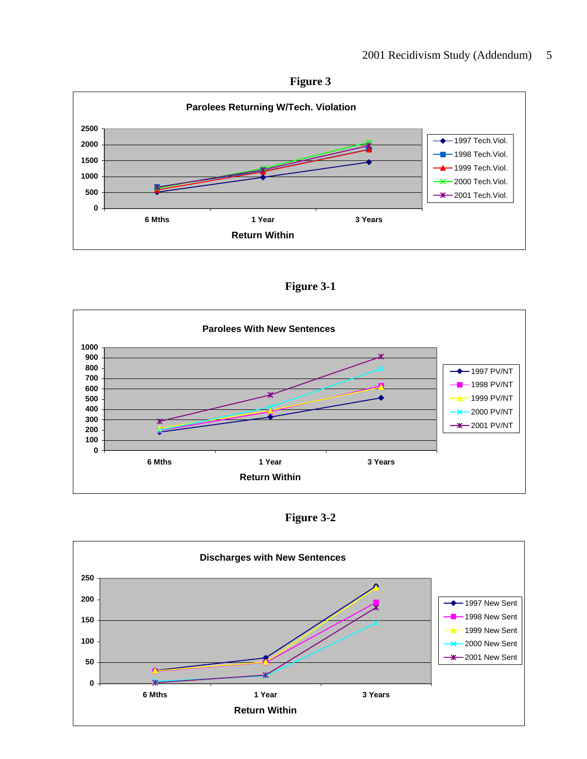**Figure 3**

Parolees Returning W/Tech. Violation

| | 6 Mths | 1 Year | 3 Years |
|---|---|---|---|
| 1997 Tech.Viol. | | | |
| 1998 Tech.Viol. | | | |
| 1999 Tech.Viol. | | | |
| 2000 Tech.Viol. | | | |
| 2001 Tech.Viol. | | | |

Return Within

**Figure 3-1**

Parolees With New Sentences

| | 6 Mths | 1 Year | 3 Years |
|---|---|---|---|
| 1997 PV/NT | | | |
| 1998 PV/NT | | | |
| 1999 PV/NT | | | |
| 2000 PV/NT | | | |
| 2001 PV/NT | | | |

Return Within

**Figure 3-2**

Discharges with New Sentences

| | 6 Mths | 1 Year | 3 Years |
|---|---|---|---|
| 1997 New Sent | | | |
| 1998 New Sent | | | |
| 1999 New Sent | | | |
| 2000 New Sent | | | |
| 2001 New Sent | | | |

Return Within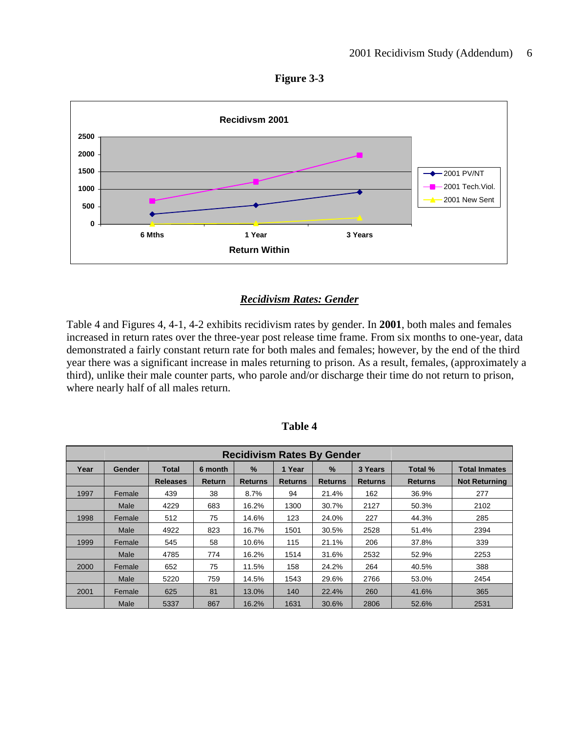**Figure 3-3**

Recidivsm 2001

| Return Within | 2001 PV/NT | 2001 Tech.Viol. | 2001 New Sent |
|---|---|---|---|
| 6 Mths | | | |
| 1 Year | | | |
| 3 Years | | | |

## *Recidivism Rates: Gender*

Table 4 and Figures 4, 4-1, 4-2 exhibits recidivism rates by gender. In **2001**, both males and females increased in return rates over the three-year post release time frame. From six months to one-year, data demonstrated a fairly constant return rate for both males and females; however, by the end of the third year there was a significant increase in males returning to prison. As a result, females, (approximately a third), unlike their male counter parts, who parole and/or discharge their time do not return to prison, where nearly half of all males return.

**Table 4**

| Recidivism Rates By Gender | | | | | | | | | |
|---|---|---|---|---|---|---|---|---|---|
| Year | Gender | Total Releases | 6 month Return | % Returns | 1 Year Returns | % Returns | 3 Years Returns | Total % Returns | Total Inmates Not Returning |
| 1997 | Female | 439 | 38 | 8.7% | 94 | 21.4% | 162 | 36.9% | 277 |
| | Male | 4229 | 683 | 16.2% | 1300 | 30.7% | 2127 | 50.3% | 2102 |
| 1998 | Female | 512 | 75 | 14.6% | 123 | 24.0% | 227 | 44.3% | 285 |
| | Male | 4922 | 823 | 16.7% | 1501 | 30.5% | 2528 | 51.4% | 2394 |
| 1999 | Female | 545 | 58 | 10.6% | 115 | 21.1% | 206 | 37.8% | 339 |
| | Male | 4785 | 774 | 16.2% | 1514 | 31.6% | 2532 | 52.9% | 2253 |
| 2000 | Female | 652 | 75 | 11.5% | 158 | 24.2% | 264 | 40.5% | 388 |
| | Male | 5220 | 759 | 14.5% | 1543 | 29.6% | 2766 | 53.0% | 2454 |
| 2001 | Female | 625 | 81 | 13.0% | 140 | 22.4% | 260 | 41.6% | 365 |
| | Male | 5337 | 867 | 16.2% | 1631 | 30.6% | 2806 | 52.6% | 2531 |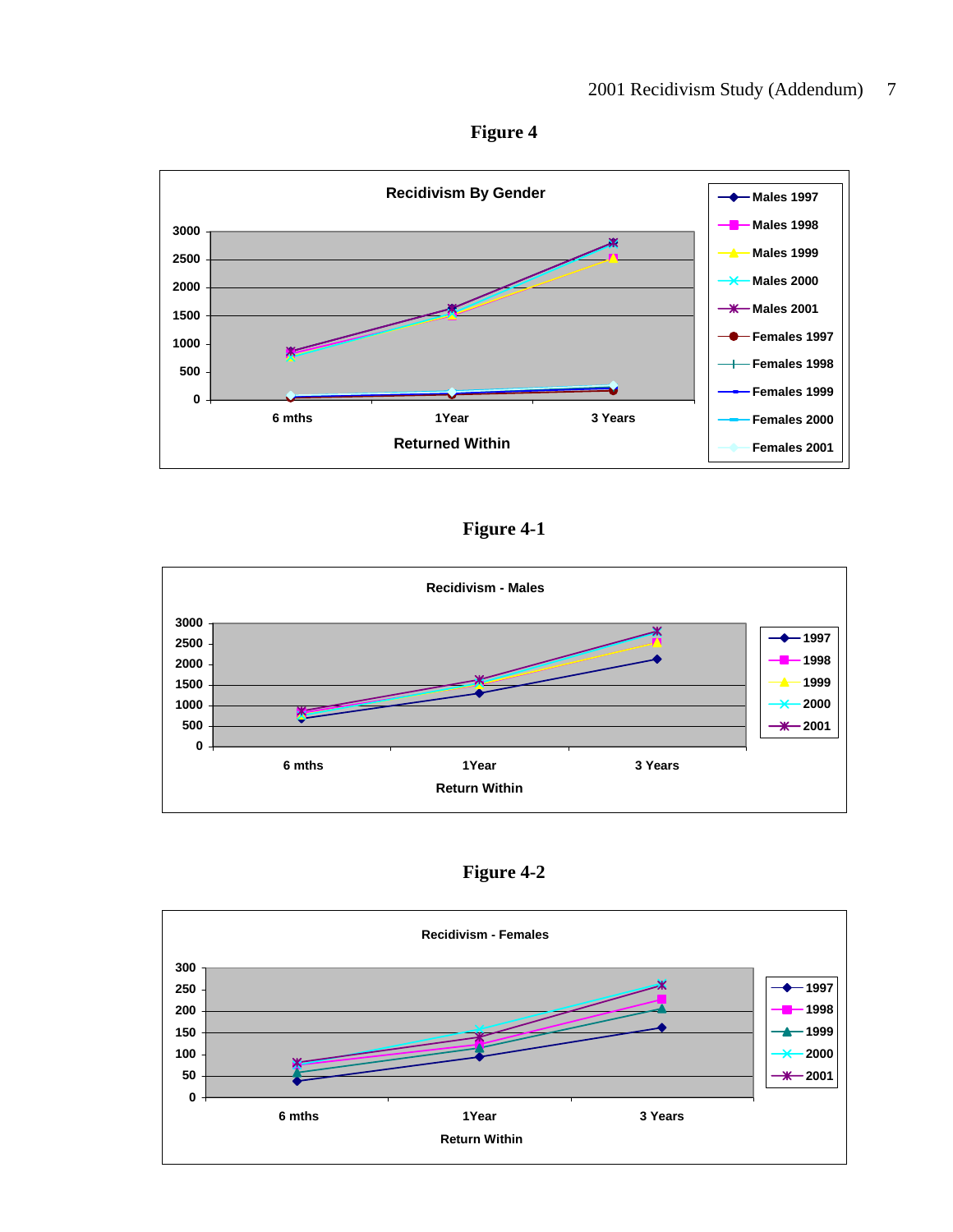**Figure 4**

**Recidivism By Gender**

**Figure 4-1**

**Recidivism - Males**

**Figure 4-2**

**Recidivism - Females**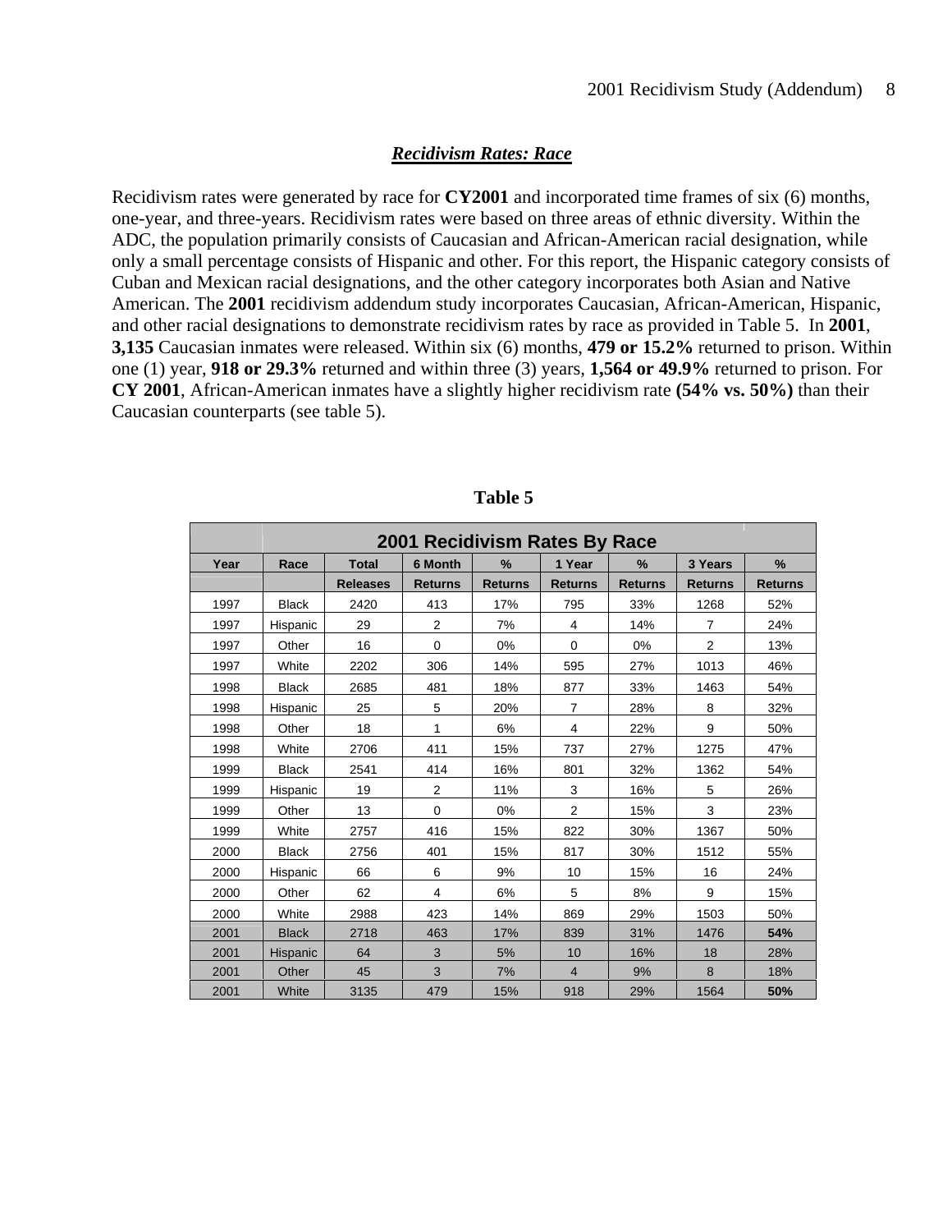## ***Recidivism Rates: Race***

Recidivism rates were generated by race for **CY2001** and incorporated time frames of six (6) months, one-year, and three-years. Recidivism rates were based on three areas of ethnic diversity. Within the ADC, the population primarily consists of Caucasian and African-American racial designation, while only a small percentage consists of Hispanic and other. For this report, the Hispanic category consists of Cuban and Mexican racial designations, and the other category incorporates both Asian and Native American. The **2001** recidivism addendum study incorporates Caucasian, African-American, Hispanic, and other racial designations to demonstrate recidivism rates by race as provided in Table 5. In **2001**, **3,135** Caucasian inmates were released. Within six (6) months, **479 or 15.2%** returned to prison. Within one (1) year, **918 or 29.3%** returned and within three (3) years, **1,564 or 49.9%** returned to prison. For **CY 2001**, African-American inmates have a slightly higher recidivism rate **(54% vs. 50%)** than their Caucasian counterparts (see table 5).

**Table 5**

| 2001 Recidivism Rates By Race | | | | | | | | |
|---|---|---|---|---|---|---|---|---|
| **Year** | **Race** | **Total** | **6 Month** | **%** | **1 Year** | **%** | **3 Years** | **%** |
| | | **Releases** | **Returns** | **Returns** | **Returns** | **Returns** | **Returns** | **Returns** |
| 1997 | Black | 2420 | 413 | 17% | 795 | 33% | 1268 | 52% |
| 1997 | Hispanic | 29 | 2 | 7% | 4 | 14% | 7 | 24% |
| 1997 | Other | 16 | 0 | 0% | 0 | 0% | 2 | 13% |
| 1997 | White | 2202 | 306 | 14% | 595 | 27% | 1013 | 46% |
| 1998 | Black | 2685 | 481 | 18% | 877 | 33% | 1463 | 54% |
| 1998 | Hispanic | 25 | 5 | 20% | 7 | 28% | 8 | 32% |
| 1998 | Other | 18 | 1 | 6% | 4 | 22% | 9 | 50% |
| 1998 | White | 2706 | 411 | 15% | 737 | 27% | 1275 | 47% |
| 1999 | Black | 2541 | 414 | 16% | 801 | 32% | 1362 | 54% |
| 1999 | Hispanic | 19 | 2 | 11% | 3 | 16% | 5 | 26% |
| 1999 | Other | 13 | 0 | 0% | 2 | 15% | 3 | 23% |
| 1999 | White | 2757 | 416 | 15% | 822 | 30% | 1367 | 50% |
| 2000 | Black | 2756 | 401 | 15% | 817 | 30% | 1512 | 55% |
| 2000 | Hispanic | 66 | 6 | 9% | 10 | 15% | 16 | 24% |
| 2000 | Other | 62 | 4 | 6% | 5 | 8% | 9 | 15% |
| 2000 | White | 2988 | 423 | 14% | 869 | 29% | 1503 | 50% |
| 2001 | Black | 2718 | 463 | 17% | 839 | 31% | 1476 | **54%** |
| 2001 | Hispanic | 64 | 3 | 5% | 10 | 16% | 18 | 28% |
| 2001 | Other | 45 | 3 | 7% | 4 | 9% | 8 | 18% |
| 2001 | White | 3135 | 479 | 15% | 918 | 29% | 1564 | **50%** |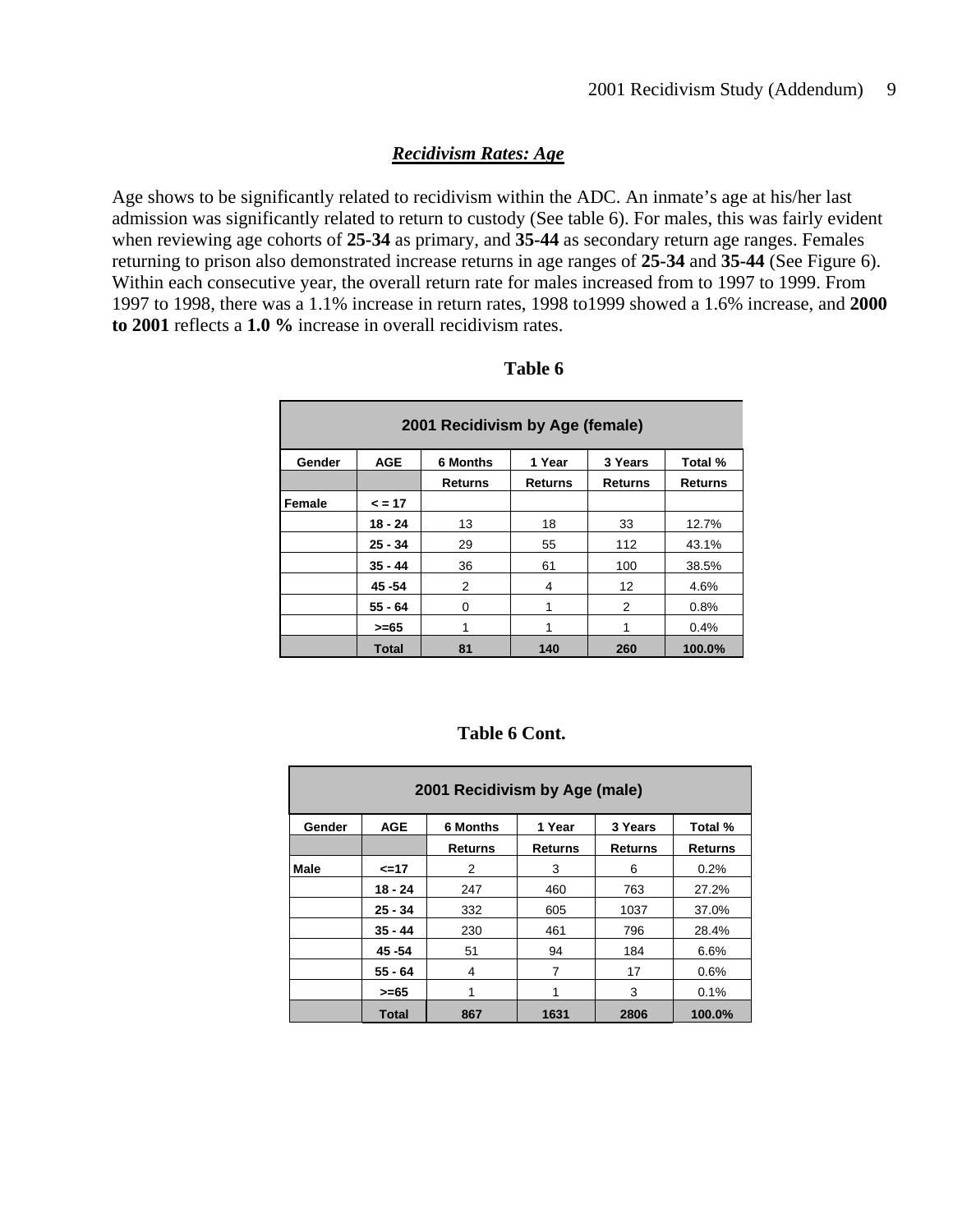## ***Recidivism Rates: Age***

Age shows to be significantly related to recidivism within the ADC. An inmate's age at his/her last admission was significantly related to return to custody (See table 6). For males, this was fairly evident when reviewing age cohorts of **25-34** as primary, and **35-44** as secondary return age ranges. Females returning to prison also demonstrated increase returns in age ranges of **25-34** and **35-44** (See Figure 6). Within each consecutive year, the overall return rate for males increased from to 1997 to 1999. From 1997 to 1998, there was a 1.1% increase in return rates, 1998 to1999 showed a 1.6% increase, and **2000 to 2001** reflects a **1.0 %** increase in overall recidivism rates.

**Table 6**

| 2001 Recidivism by Age (female) | | | | | |
|---|---|---|---|---|---|
| **Gender** | **AGE** | **6 Months** | **1 Year** | **3 Years** | **Total %** |
| | | **Returns** | **Returns** | **Returns** | **Returns** |
| **Female** | **< = 17** | | | | |
| | **18 - 24** | 13 | 18 | 33 | 12.7% |
| | **25 - 34** | 29 | 55 | 112 | 43.1% |
| | **35 - 44** | 36 | 61 | 100 | 38.5% |
| | **45 -54** | 2 | 4 | 12 | 4.6% |
| | **55 - 64** | 0 | 1 | 2 | 0.8% |
| | **>=65** | 1 | 1 | 1 | 0.4% |
| | **Total** | **81** | **140** | **260** | **100.0%** |

**Table 6 Cont.**

| 2001 Recidivism by Age (male) | | | | | |
|---|---|---|---|---|---|
| **Gender** | **AGE** | **6 Months** | **1 Year** | **3 Years** | **Total %** |
| | | **Returns** | **Returns** | **Returns** | **Returns** |
| **Male** | **<=17** | 2 | 3 | 6 | 0.2% |
| | **18 - 24** | 247 | 460 | 763 | 27.2% |
| | **25 - 34** | 332 | 605 | 1037 | 37.0% |
| | **35 - 44** | 230 | 461 | 796 | 28.4% |
| | **45 -54** | 51 | 94 | 184 | 6.6% |
| | **55 - 64** | 4 | 7 | 17 | 0.6% |
| | **>=65** | 1 | 1 | 3 | 0.1% |
| | **Total** | **867** | **1631** | **2806** | **100.0%** |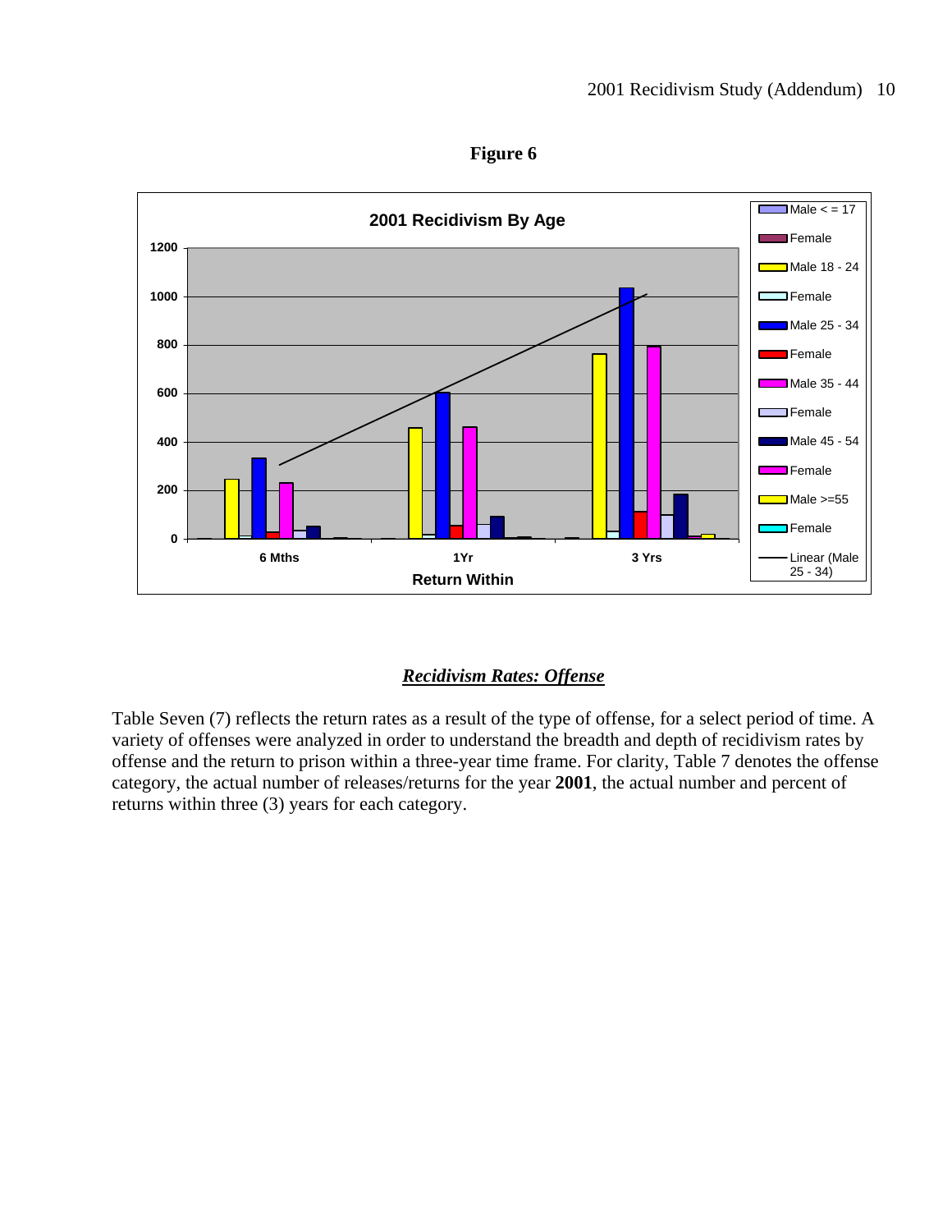**Figure 6**

**2001 Recidivism By Age**

## *Recidivism Rates: Offense*

Table Seven (7) reflects the return rates as a result of the type of offense, for a select period of time. A variety of offenses were analyzed in order to understand the breadth and depth of recidivism rates by offense and the return to prison within a three-year time frame. For clarity, Table 7 denotes the offense category, the actual number of releases/returns for the year **2001**, the actual number and percent of returns within three (3) years for each category.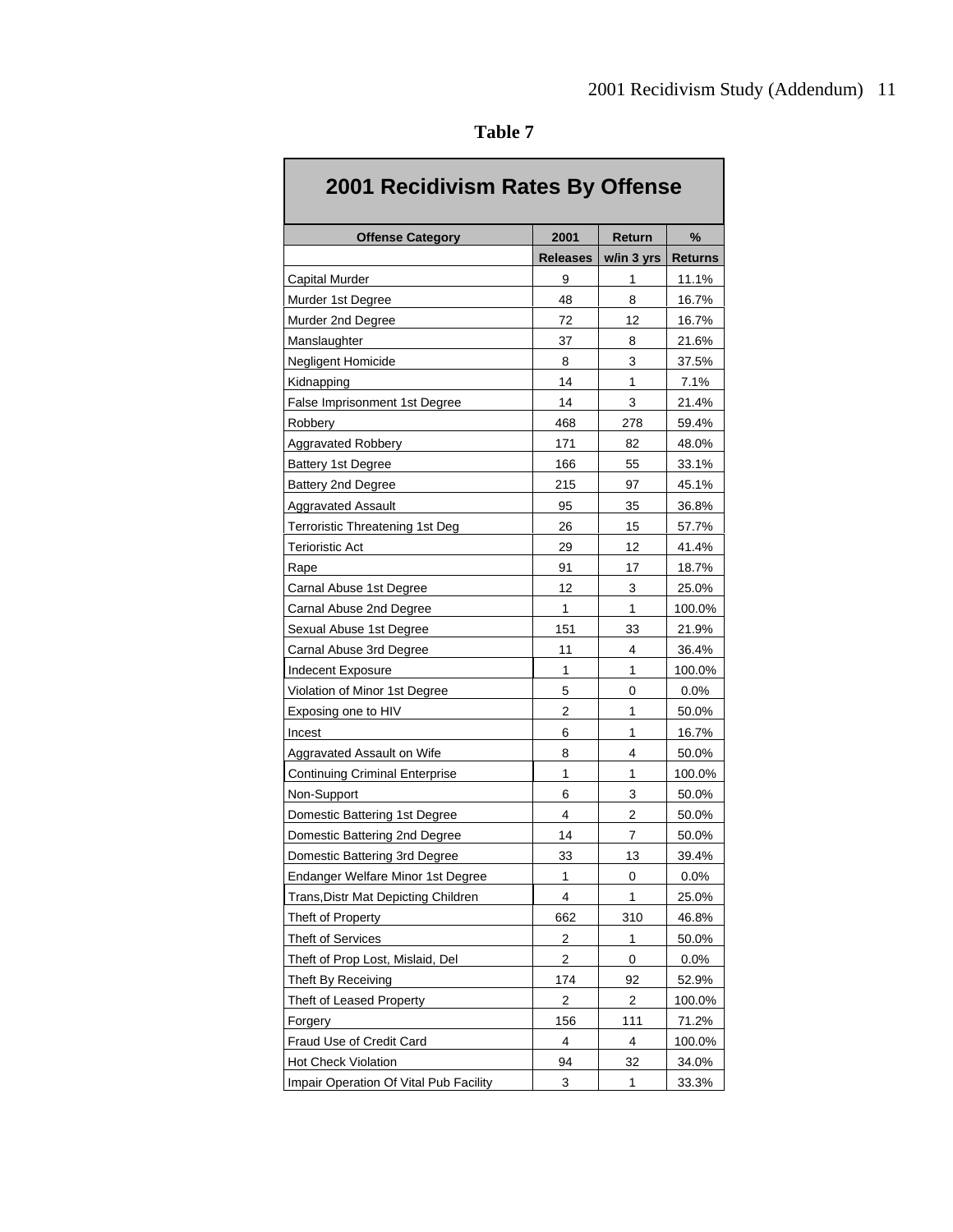**Table 7**

## 2001 Recidivism Rates By Offense

| Offense Category | 2001 Releases | Return w/in 3 yrs | % Returns |
|---|---|---|---|
| Capital Murder | 9 | 1 | 11.1% |
| Murder 1st Degree | 48 | 8 | 16.7% |
| Murder 2nd Degree | 72 | 12 | 16.7% |
| Manslaughter | 37 | 8 | 21.6% |
| Negligent Homicide | 8 | 3 | 37.5% |
| Kidnapping | 14 | 1 | 7.1% |
| False Imprisonment 1st Degree | 14 | 3 | 21.4% |
| Robbery | 468 | 278 | 59.4% |
| Aggravated Robbery | 171 | 82 | 48.0% |
| Battery 1st Degree | 166 | 55 | 33.1% |
| Battery 2nd Degree | 215 | 97 | 45.1% |
| Aggravated Assault | 95 | 35 | 36.8% |
| Terroristic Threatening 1st Deg | 26 | 15 | 57.7% |
| Terioristic Act | 29 | 12 | 41.4% |
| Rape | 91 | 17 | 18.7% |
| Carnal Abuse 1st Degree | 12 | 3 | 25.0% |
| Carnal Abuse 2nd Degree | 1 | 1 | 100.0% |
| Sexual Abuse 1st Degree | 151 | 33 | 21.9% |
| Carnal Abuse 3rd Degree | 11 | 4 | 36.4% |
| Indecent Exposure | 1 | 1 | 100.0% |
| Violation of Minor 1st Degree | 5 | 0 | 0.0% |
| Exposing one to HIV | 2 | 1 | 50.0% |
| Incest | 6 | 1 | 16.7% |
| Aggravated Assault on Wife | 8 | 4 | 50.0% |
| Continuing Criminal Enterprise | 1 | 1 | 100.0% |
| Non-Support | 6 | 3 | 50.0% |
| Domestic Battering 1st Degree | 4 | 2 | 50.0% |
| Domestic Battering 2nd Degree | 14 | 7 | 50.0% |
| Domestic Battering 3rd Degree | 33 | 13 | 39.4% |
| Endanger Welfare Minor 1st Degree | 1 | 0 | 0.0% |
| Trans,Distr Mat Depicting Children | 4 | 1 | 25.0% |
| Theft of Property | 662 | 310 | 46.8% |
| Theft of Services | 2 | 1 | 50.0% |
| Theft of Prop Lost, Mislaid, Del | 2 | 0 | 0.0% |
| Theft By Receiving | 174 | 92 | 52.9% |
| Theft of Leased Property | 2 | 2 | 100.0% |
| Forgery | 156 | 111 | 71.2% |
| Fraud Use of Credit Card | 4 | 4 | 100.0% |
| Hot Check Violation | 94 | 32 | 34.0% |
| Impair Operation Of Vital Pub Facility | 3 | 1 | 33.3% |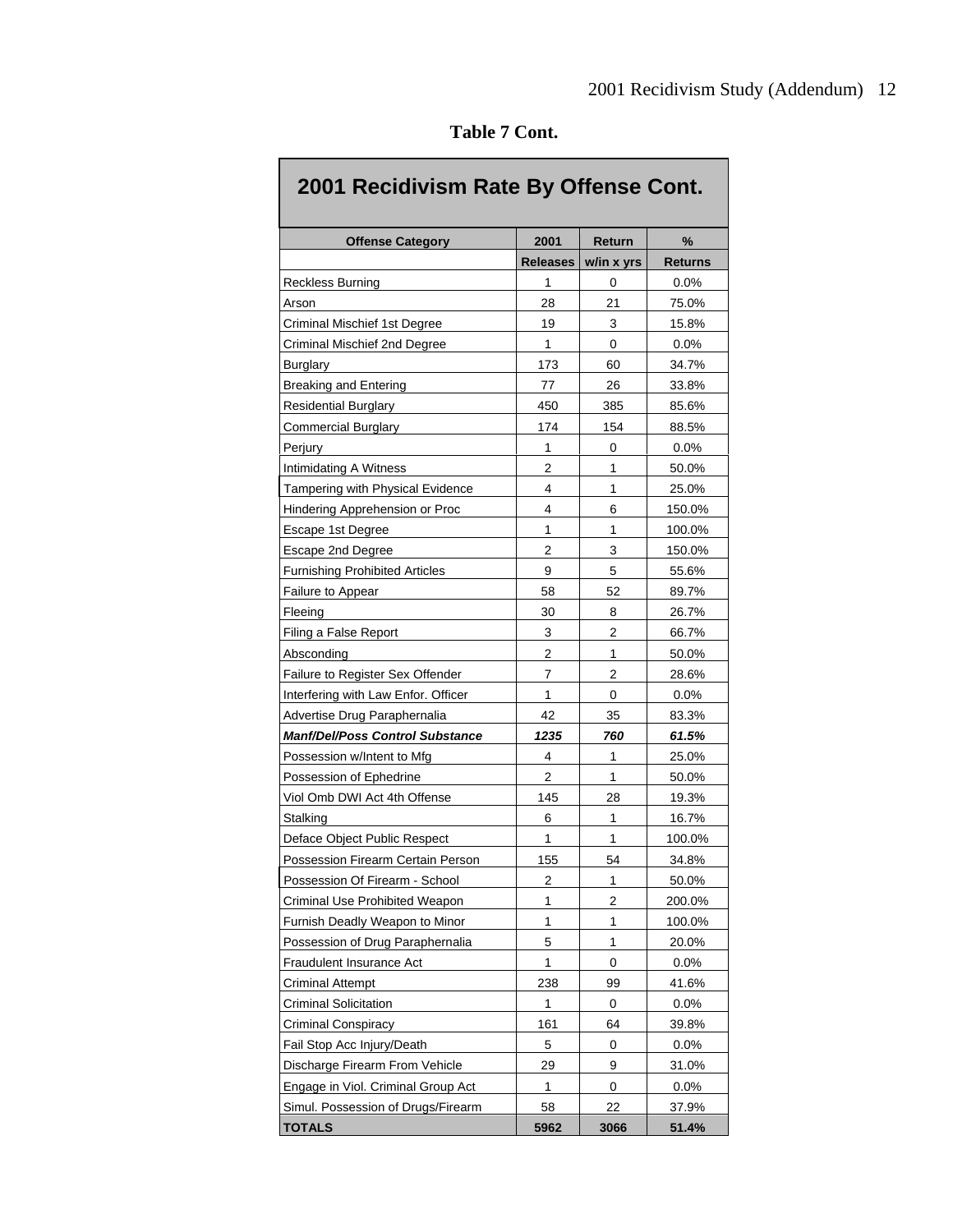**Table 7 Cont.**

| 2001 Recidivism Rate By Offense Cont. | | | |
|---|---|---|---|
| **Offense Category** | **2001 Releases** | **Return w/in x yrs** | **% Returns** |
| Reckless Burning | 1 | 0 | 0.0% |
| Arson | 28 | 21 | 75.0% |
| Criminal Mischief 1st Degree | 19 | 3 | 15.8% |
| Criminal Mischief 2nd Degree | 1 | 0 | 0.0% |
| Burglary | 173 | 60 | 34.7% |
| Breaking and Entering | 77 | 26 | 33.8% |
| Residential Burglary | 450 | 385 | 85.6% |
| Commercial Burglary | 174 | 154 | 88.5% |
| Perjury | 1 | 0 | 0.0% |
| Intimidating A Witness | 2 | 1 | 50.0% |
| Tampering with Physical Evidence | 4 | 1 | 25.0% |
| Hindering Apprehension or Proc | 4 | 6 | 150.0% |
| Escape 1st Degree | 1 | 1 | 100.0% |
| Escape 2nd Degree | 2 | 3 | 150.0% |
| Furnishing Prohibited Articles | 9 | 5 | 55.6% |
| Failure to Appear | 58 | 52 | 89.7% |
| Fleeing | 30 | 8 | 26.7% |
| Filing a False Report | 3 | 2 | 66.7% |
| Absconding | 2 | 1 | 50.0% |
| Failure to Register Sex Offender | 7 | 2 | 28.6% |
| Interfering with Law Enfor. Officer | 1 | 0 | 0.0% |
| Advertise Drug Paraphernalia | 42 | 35 | 83.3% |
| ***Manf/Del/Poss Control Substance*** | ***1235*** | ***760*** | ***61.5%*** |
| Possession w/Intent to Mfg | 4 | 1 | 25.0% |
| Possession of Ephedrine | 2 | 1 | 50.0% |
| Viol Omb DWI Act 4th Offense | 145 | 28 | 19.3% |
| Stalking | 6 | 1 | 16.7% |
| Deface Object Public Respect | 1 | 1 | 100.0% |
| Possession Firearm Certain Person | 155 | 54 | 34.8% |
| Possession Of Firearm - School | 2 | 1 | 50.0% |
| Criminal Use Prohibited Weapon | 1 | 2 | 200.0% |
| Furnish Deadly Weapon to Minor | 1 | 1 | 100.0% |
| Possession of Drug Paraphernalia | 5 | 1 | 20.0% |
| Fraudulent Insurance Act | 1 | 0 | 0.0% |
| Criminal Attempt | 238 | 99 | 41.6% |
| Criminal Solicitation | 1 | 0 | 0.0% |
| Criminal Conspiracy | 161 | 64 | 39.8% |
| Fail Stop Acc Injury/Death | 5 | 0 | 0.0% |
| Discharge Firearm From Vehicle | 29 | 9 | 31.0% |
| Engage in Viol. Criminal Group Act | 1 | 0 | 0.0% |
| Simul. Possession of Drugs/Firearm | 58 | 22 | 37.9% |
| **TOTALS** | **5962** | **3066** | **51.4%** |